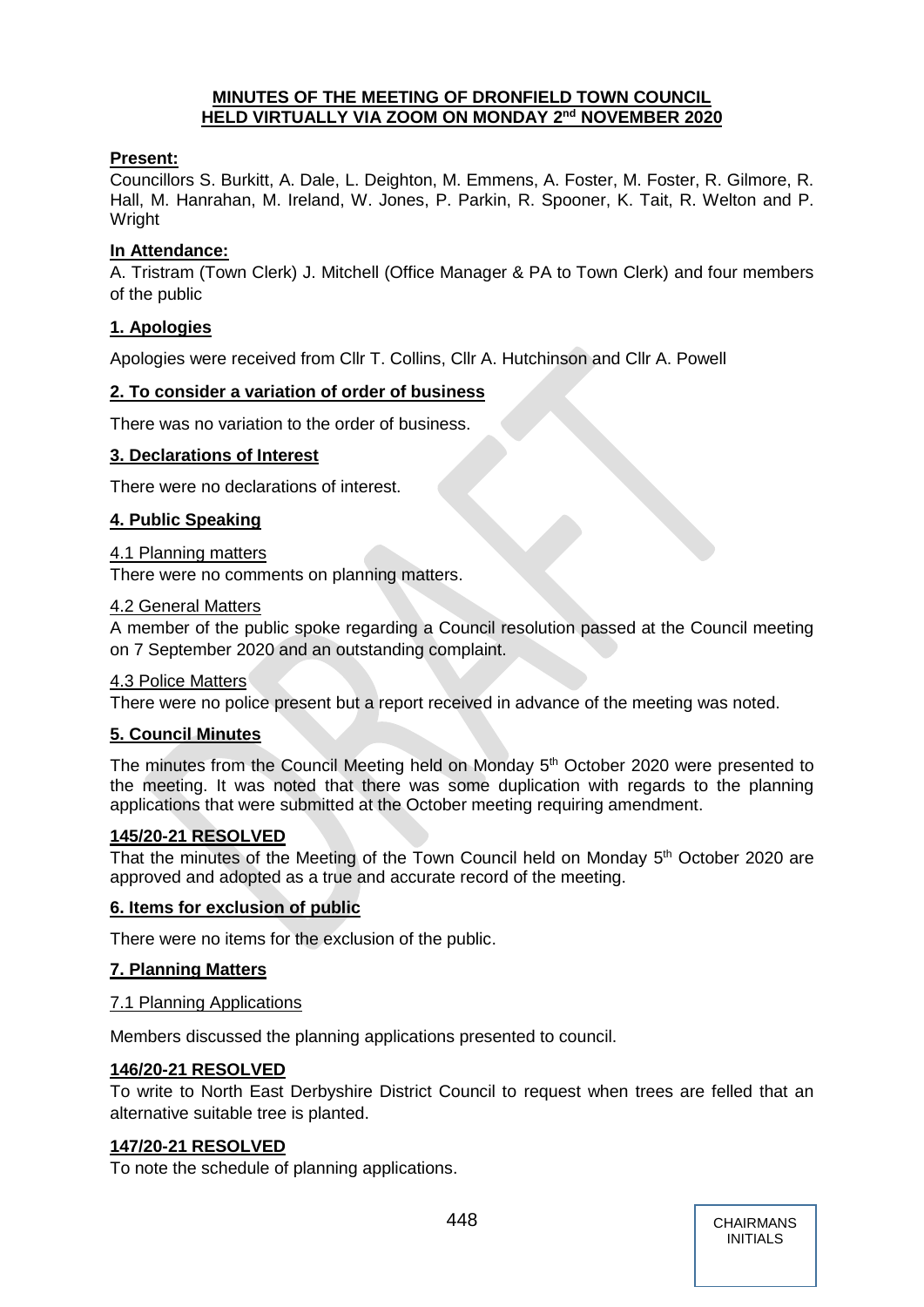# MINUTES OF THE MEETING OF DRONFIELD TOWN COUNCIL HELD VIRTUALLY VIA ZOOM ON MONDAY 2nd NOVEMBER 2020

**Present:**

Councillors S. Burkitt, A. Dale, L. Deighton, M. Emmens, A. Foster, M. Foster, R. Gilmore, R. Hall, M. Hanrahan, M. Ireland, W. Jones, P. Parkin, R. Spooner, K. Tait, R. Welton and P. Wright

**In Attendance:**

A. Tristram (Town Clerk) J. Mitchell (Office Manager & PA to Town Clerk) and four members of the public

## 1. Apologies

Apologies were received from Cllr T. Collins, Cllr A. Hutchinson and Cllr A. Powell

## 2. To consider a variation of order of business

There was no variation to the order of business.

## 3. Declarations of Interest

There were no declarations of interest.

## 4. Public Speaking

### 4.1 Planning matters

There were no comments on planning matters.

### 4.2 General Matters

A member of the public spoke regarding a Council resolution passed at the Council meeting on 7 September 2020 and an outstanding complaint.

### 4.3 Police Matters

There were no police present but a report received in advance of the meeting was noted.

## 5. Council Minutes

The minutes from the Council Meeting held on Monday 5th October 2020 were presented to the meeting. It was noted that there was some duplication with regards to the planning applications that were submitted at the October meeting requiring amendment.

**145/20-21 RESOLVED**

That the minutes of the Meeting of the Town Council held on Monday 5th October 2020 are approved and adopted as a true and accurate record of the meeting.

## 6. Items for exclusion of public

There were no items for the exclusion of the public.

## 7. Planning Matters

### 7.1 Planning Applications

Members discussed the planning applications presented to council.

**146/20-21 RESOLVED**

To write to North East Derbyshire District Council to request when trees are felled that an alternative suitable tree is planted.

**147/20-21 RESOLVED**

To note the schedule of planning applications.

CHAIRMANS INITIALS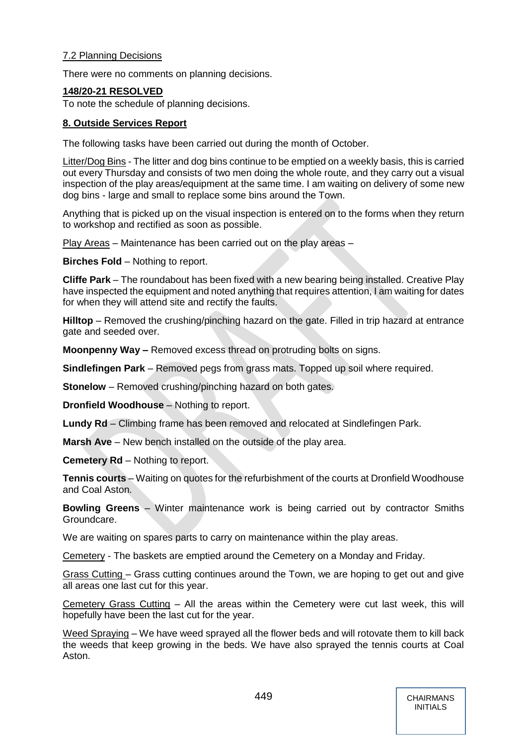7.2 Planning Decisions

There were no comments on planning decisions.

**148/20-21 RESOLVED**

To note the schedule of planning decisions.

**8. Outside Services Report**

The following tasks have been carried out during the month of October.

Litter/Dog Bins - The litter and dog bins continue to be emptied on a weekly basis, this is carried out every Thursday and consists of two men doing the whole route, and they carry out a visual inspection of the play areas/equipment at the same time. I am waiting on delivery of some new dog bins - large and small to replace some bins around the Town.

Anything that is picked up on the visual inspection is entered on to the forms when they return to workshop and rectified as soon as possible.

Play Areas – Maintenance has been carried out on the play areas –

**Birches Fold** – Nothing to report.

**Cliffe Park** – The roundabout has been fixed with a new bearing being installed. Creative Play have inspected the equipment and noted anything that requires attention, I am waiting for dates for when they will attend site and rectify the faults.

**Hilltop** – Removed the crushing/pinching hazard on the gate. Filled in trip hazard at entrance gate and seeded over.

**Moonpenny Way –** Removed excess thread on protruding bolts on signs.

**Sindlefingen Park** – Removed pegs from grass mats. Topped up soil where required.

**Stonelow** – Removed crushing/pinching hazard on both gates.

**Dronfield Woodhouse** – Nothing to report.

**Lundy Rd** – Climbing frame has been removed and relocated at Sindlefingen Park.

**Marsh Ave** – New bench installed on the outside of the play area.

**Cemetery Rd** – Nothing to report.

**Tennis courts** – Waiting on quotes for the refurbishment of the courts at Dronfield Woodhouse and Coal Aston.

**Bowling Greens** – Winter maintenance work is being carried out by contractor Smiths Groundcare.

We are waiting on spares parts to carry on maintenance within the play areas.

Cemetery - The baskets are emptied around the Cemetery on a Monday and Friday.

Grass Cutting – Grass cutting continues around the Town, we are hoping to get out and give all areas one last cut for this year.

Cemetery Grass Cutting – All the areas within the Cemetery were cut last week, this will hopefully have been the last cut for the year.

Weed Spraying – We have weed sprayed all the flower beds and will rotovate them to kill back the weeds that keep growing in the beds. We have also sprayed the tennis courts at Coal Aston.

CHAIRMANS INITIALS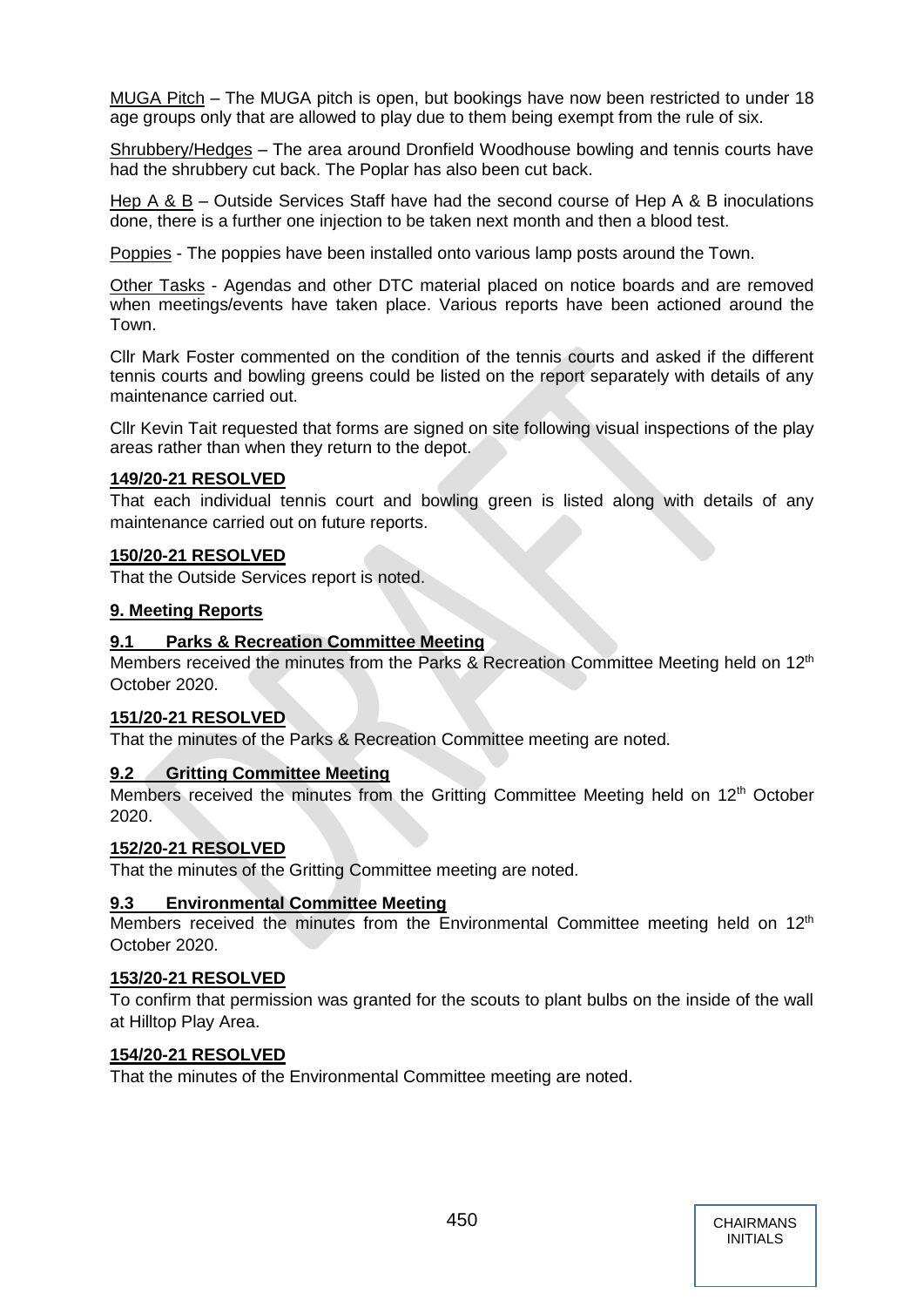<u>MUGA Pitch</u> – The MUGA pitch is open, but bookings have now been restricted to under 18 age groups only that are allowed to play due to them being exempt from the rule of six.

<u>Shrubbery/Hedges</u> – The area around Dronfield Woodhouse bowling and tennis courts have had the shrubbery cut back. The Poplar has also been cut back.

<u>Hep A & B</u> – Outside Services Staff have had the second course of Hep A & B inoculations done, there is a further one injection to be taken next month and then a blood test.

<u>Poppies</u> - The poppies have been installed onto various lamp posts around the Town.

<u>Other Tasks</u> - Agendas and other DTC material placed on notice boards and are removed when meetings/events have taken place. Various reports have been actioned around the Town.

Cllr Mark Foster commented on the condition of the tennis courts and asked if the different tennis courts and bowling greens could be listed on the report separately with details of any maintenance carried out.

Cllr Kevin Tait requested that forms are signed on site following visual inspections of the play areas rather than when they return to the depot.

**149/20-21 RESOLVED**

That each individual tennis court and bowling green is listed along with details of any maintenance carried out on future reports.

**150/20-21 RESOLVED**

That the Outside Services report is noted.

## 9. Meeting Reports

### 9.1 Parks & Recreation Committee Meeting

Members received the minutes from the Parks & Recreation Committee Meeting held on 12th October 2020.

**151/20-21 RESOLVED**

That the minutes of the Parks & Recreation Committee meeting are noted.

### 9.2 Gritting Committee Meeting

Members received the minutes from the Gritting Committee Meeting held on 12th October 2020.

**152/20-21 RESOLVED**

That the minutes of the Gritting Committee meeting are noted.

### 9.3 Environmental Committee Meeting

Members received the minutes from the Environmental Committee meeting held on 12th October 2020.

**153/20-21 RESOLVED**

To confirm that permission was granted for the scouts to plant bulbs on the inside of the wall at Hilltop Play Area.

**154/20-21 RESOLVED**

That the minutes of the Environmental Committee meeting are noted.

CHAIRMANS INITIALS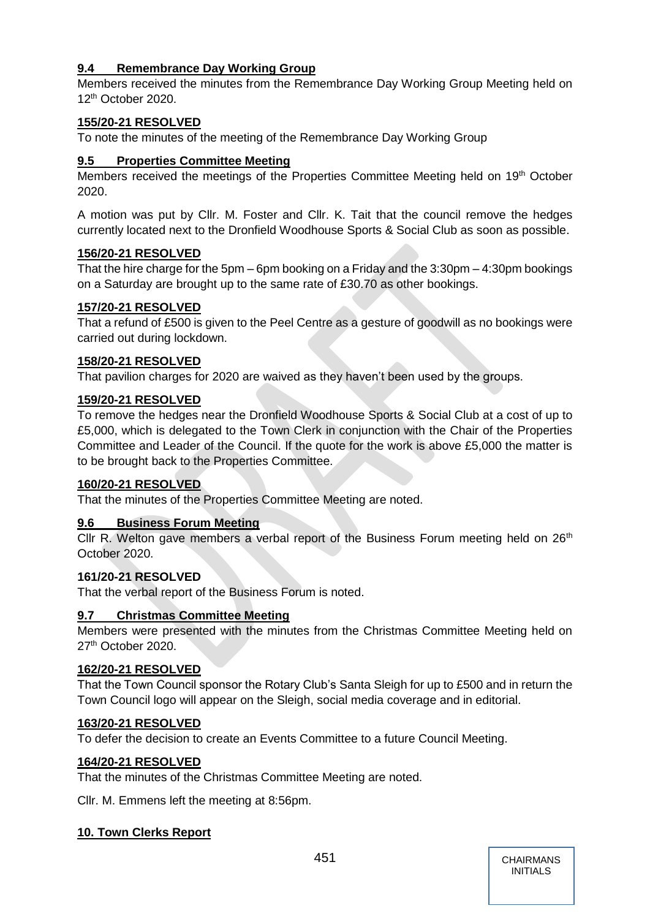### 9.4 Remembrance Day Working Group

Members received the minutes from the Remembrance Day Working Group Meeting held on 12th October 2020.

**155/20-21 RESOLVED**

To note the minutes of the meeting of the Remembrance Day Working Group

### 9.5 Properties Committee Meeting

Members received the meetings of the Properties Committee Meeting held on 19th October 2020.

A motion was put by Cllr. M. Foster and Cllr. K. Tait that the council remove the hedges currently located next to the Dronfield Woodhouse Sports & Social Club as soon as possible.

**156/20-21 RESOLVED**

That the hire charge for the 5pm – 6pm booking on a Friday and the 3:30pm – 4:30pm bookings on a Saturday are brought up to the same rate of £30.70 as other bookings.

**157/20-21 RESOLVED**

That a refund of £500 is given to the Peel Centre as a gesture of goodwill as no bookings were carried out during lockdown.

**158/20-21 RESOLVED**

That pavilion charges for 2020 are waived as they haven't been used by the groups.

**159/20-21 RESOLVED**

To remove the hedges near the Dronfield Woodhouse Sports & Social Club at a cost of up to £5,000, which is delegated to the Town Clerk in conjunction with the Chair of the Properties Committee and Leader of the Council. If the quote for the work is above £5,000 the matter is to be brought back to the Properties Committee.

**160/20-21 RESOLVED**

That the minutes of the Properties Committee Meeting are noted.

### 9.6 Business Forum Meeting

Cllr R. Welton gave members a verbal report of the Business Forum meeting held on 26th October 2020.

**161/20-21 RESOLVED**

That the verbal report of the Business Forum is noted.

### 9.7 Christmas Committee Meeting

Members were presented with the minutes from the Christmas Committee Meeting held on 27th October 2020.

**162/20-21 RESOLVED**

That the Town Council sponsor the Rotary Club's Santa Sleigh for up to £500 and in return the Town Council logo will appear on the Sleigh, social media coverage and in editorial.

**163/20-21 RESOLVED**

To defer the decision to create an Events Committee to a future Council Meeting.

**164/20-21 RESOLVED**

That the minutes of the Christmas Committee Meeting are noted.

Cllr. M. Emmens left the meeting at 8:56pm.

## 10. Town Clerks Report

CHAIRMANS INITIALS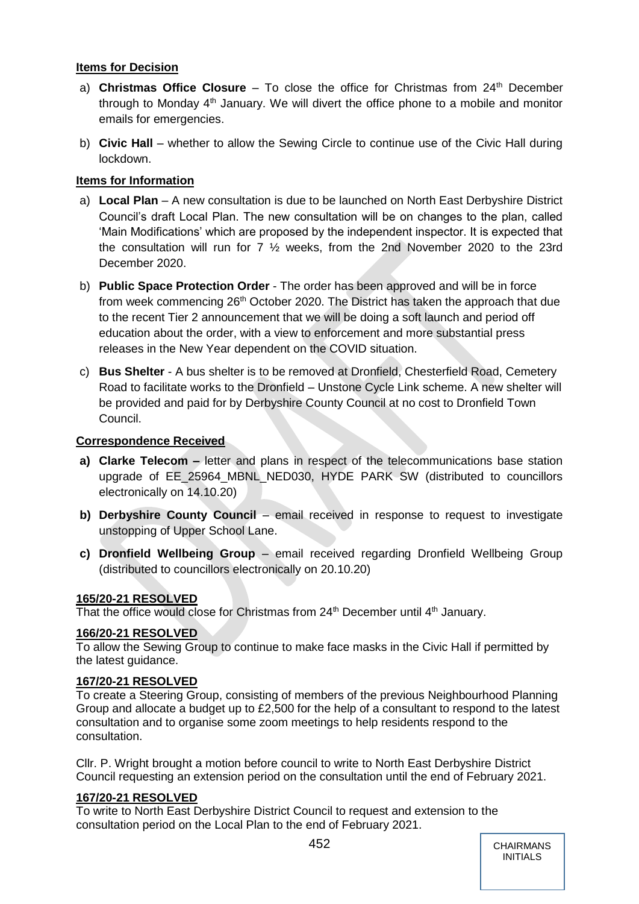**Items for Decision**

a) **Christmas Office Closure** – To close the office for Christmas from 24th December through to Monday 4th January. We will divert the office phone to a mobile and monitor emails for emergencies.

b) **Civic Hall** – whether to allow the Sewing Circle to continue use of the Civic Hall during lockdown.

**Items for Information**

a) **Local Plan** – A new consultation is due to be launched on North East Derbyshire District Council's draft Local Plan. The new consultation will be on changes to the plan, called 'Main Modifications' which are proposed by the independent inspector. It is expected that the consultation will run for 7 ½ weeks, from the 2nd November 2020 to the 23rd December 2020.

b) **Public Space Protection Order** - The order has been approved and will be in force from week commencing 26th October 2020. The District has taken the approach that due to the recent Tier 2 announcement that we will be doing a soft launch and period off education about the order, with a view to enforcement and more substantial press releases in the New Year dependent on the COVID situation.

c) **Bus Shelter** - A bus shelter is to be removed at Dronfield, Chesterfield Road, Cemetery Road to facilitate works to the Dronfield – Unstone Cycle Link scheme. A new shelter will be provided and paid for by Derbyshire County Council at no cost to Dronfield Town Council.

**Correspondence Received**

**a) Clarke Telecom –** letter and plans in respect of the telecommunications base station upgrade of EE_25964_MBNL_NED030, HYDE PARK SW (distributed to councillors electronically on 14.10.20)

**b) Derbyshire County Council** – email received in response to request to investigate unstopping of Upper School Lane.

**c) Dronfield Wellbeing Group** – email received regarding Dronfield Wellbeing Group (distributed to councillors electronically on 20.10.20)

**165/20-21 RESOLVED**
That the office would close for Christmas from 24th December until 4th January.

**166/20-21 RESOLVED**
To allow the Sewing Group to continue to make face masks in the Civic Hall if permitted by the latest guidance.

**167/20-21 RESOLVED**
To create a Steering Group, consisting of members of the previous Neighbourhood Planning Group and allocate a budget up to £2,500 for the help of a consultant to respond to the latest consultation and to organise some zoom meetings to help residents respond to the consultation.

Cllr. P. Wright brought a motion before council to write to North East Derbyshire District Council requesting an extension period on the consultation until the end of February 2021.

**167/20-21 RESOLVED**
To write to North East Derbyshire District Council to request and extension to the consultation period on the Local Plan to the end of February 2021.

CHAIRMANS INITIALS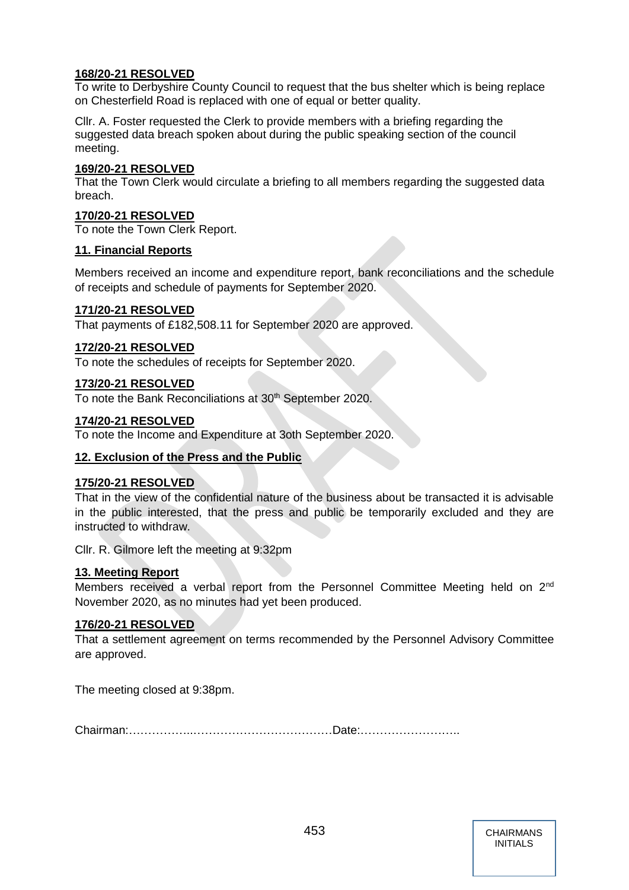**168/20-21 RESOLVED**

To write to Derbyshire County Council to request that the bus shelter which is being replace on Chesterfield Road is replaced with one of equal or better quality.

Cllr. A. Foster requested the Clerk to provide members with a briefing regarding the suggested data breach spoken about during the public speaking section of the council meeting.

**169/20-21 RESOLVED**

That the Town Clerk would circulate a briefing to all members regarding the suggested data breach.

**170/20-21 RESOLVED**

To note the Town Clerk Report.

**11. Financial Reports**

Members received an income and expenditure report, bank reconciliations and the schedule of receipts and schedule of payments for September 2020.

**171/20-21 RESOLVED**

That payments of £182,508.11 for September 2020 are approved.

**172/20-21 RESOLVED**

To note the schedules of receipts for September 2020.

**173/20-21 RESOLVED**

To note the Bank Reconciliations at 30th September 2020.

**174/20-21 RESOLVED**

To note the Income and Expenditure at 3oth September 2020.

**12. Exclusion of the Press and the Public**

**175/20-21 RESOLVED**

That in the view of the confidential nature of the business about be transacted it is advisable in the public interested, that the press and public be temporarily excluded and they are instructed to withdraw.

Cllr. R. Gilmore left the meeting at 9:32pm

**13. Meeting Report**

Members received a verbal report from the Personnel Committee Meeting held on 2nd November 2020, as no minutes had yet been produced.

**176/20-21 RESOLVED**

That a settlement agreement on terms recommended by the Personnel Advisory Committee are approved.

The meeting closed at 9:38pm.

Chairman:……………..………………………………Date:……………………..

CHAIRMANS INITIALS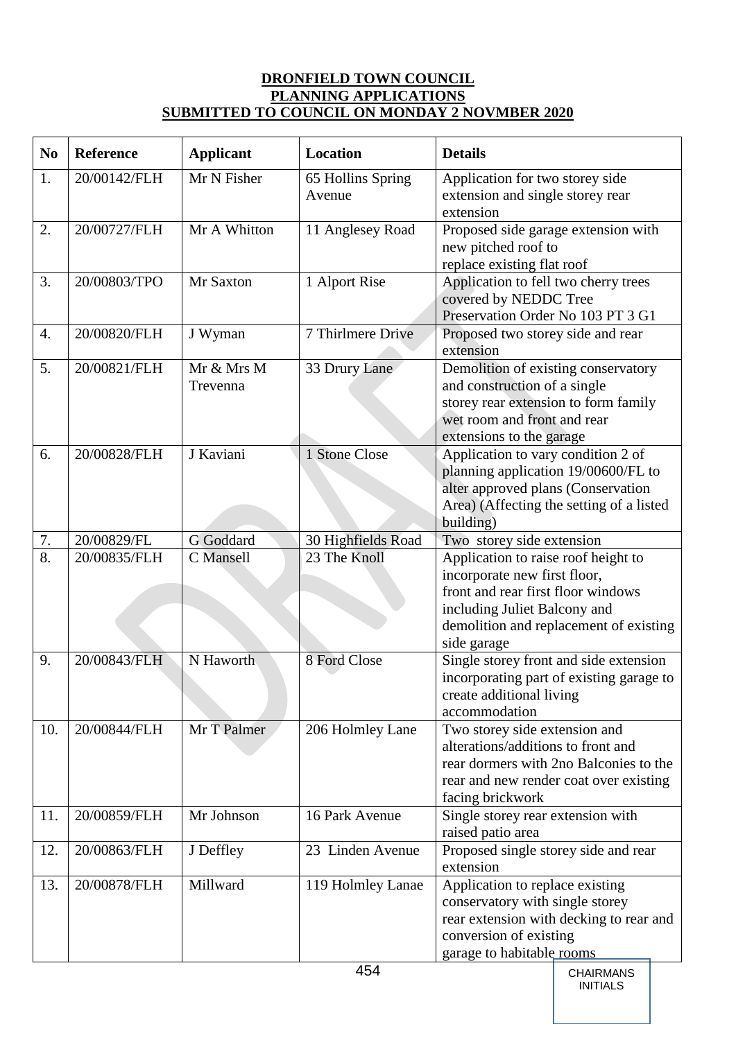**DRONFIELD TOWN COUNCIL**
**PLANNING APPLICATIONS**
**SUBMITTED TO COUNCIL ON MONDAY 2 NOVMBER 2020**

| No | Reference | Applicant | Location | Details |
|---|---|---|---|---|
| 1. | 20/00142/FLH | Mr N Fisher | 65 Hollins Spring Avenue | Application for two storey side extension and single storey rear extension |
| 2. | 20/00727/FLH | Mr A Whitton | 11 Anglesey Road | Proposed side garage extension with new pitched roof to replace existing flat roof |
| 3. | 20/00803/TPO | Mr Saxton | 1 Alport Rise | Application to fell two cherry trees covered by NEDDC Tree Preservation Order No 103 PT 3 G1 |
| 4. | 20/00820/FLH | J Wyman | 7 Thirlmere Drive | Proposed two storey side and rear extension |
| 5. | 20/00821/FLH | Mr & Mrs M Trevenna | 33 Drury Lane | Demolition of existing conservatory and construction of a single storey rear extension to form family wet room and front and rear extensions to the garage |
| 6. | 20/00828/FLH | J Kaviani | 1 Stone Close | Application to vary condition 2 of planning application 19/00600/FL to alter approved plans (Conservation Area) (Affecting the setting of a listed building) |
| 7. | 20/00829/FL | G Goddard | 30 Highfields Road | Two storey side extension |
| 8. | 20/00835/FLH | C Mansell | 23 The Knoll | Application to raise roof height to incorporate new first floor, front and rear first floor windows including Juliet Balcony and demolition and replacement of existing side garage |
| 9. | 20/00843/FLH | N Haworth | 8 Ford Close | Single storey front and side extension incorporating part of existing garage to create additional living accommodation |
| 10. | 20/00844/FLH | Mr T Palmer | 206 Holmley Lane | Two storey side extension and alterations/additions to front and rear dormers with 2no Balconies to the rear and new render coat over existing facing brickwork |
| 11. | 20/00859/FLH | Mr Johnson | 16 Park Avenue | Single storey rear extension with raised patio area |
| 12. | 20/00863/FLH | J Deffley | 23 Linden Avenue | Proposed single storey side and rear extension |
| 13. | 20/00878/FLH | Millward | 119 Holmley Lanae | Application to replace existing conservatory with single storey rear extension with decking to rear and conversion of existing garage to habitable rooms |

CHAIRMANS INITIALS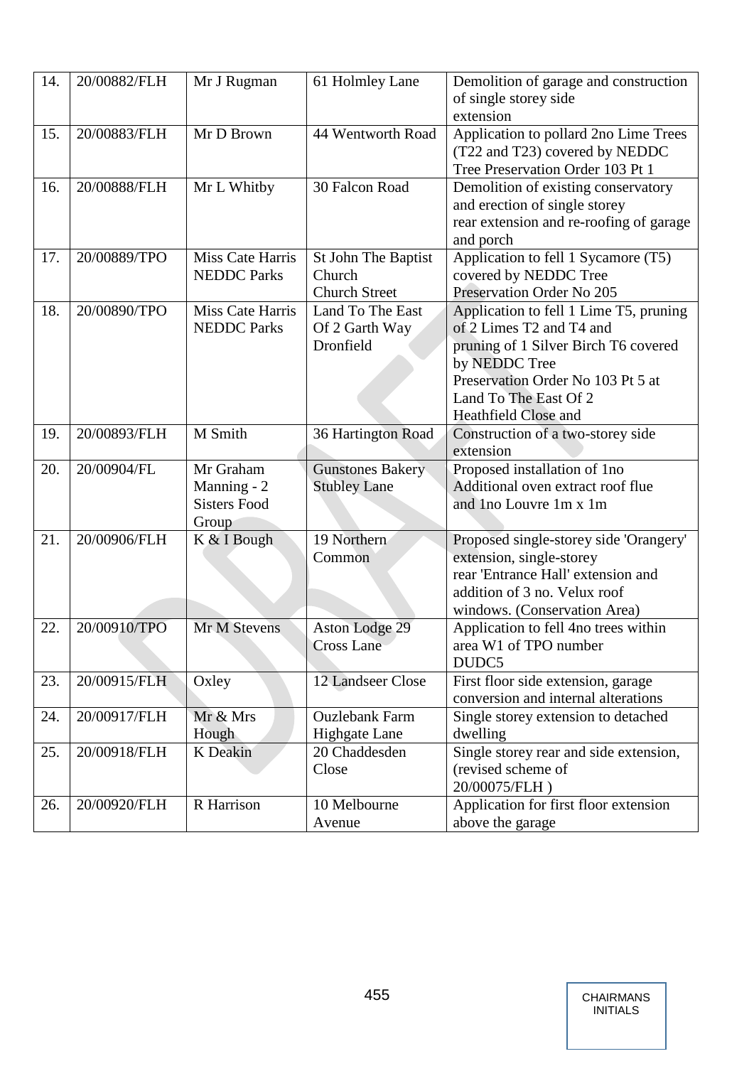| 14. | 20/00882/FLH | Mr J Rugman | 61 Holmley Lane | Demolition of garage and construction of single storey side extension |
|---|---|---|---|---|
| 15. | 20/00883/FLH | Mr D Brown | 44 Wentworth Road | Application to pollard 2no Lime Trees (T22 and T23) covered by NEDDC Tree Preservation Order 103 Pt 1 |
| 16. | 20/00888/FLH | Mr L Whitby | 30 Falcon Road | Demolition of existing conservatory and erection of single storey rear extension and re-roofing of garage and porch |
| 17. | 20/00889/TPO | Miss Cate Harris NEDDC Parks | St John The Baptist Church Church Street | Application to fell 1 Sycamore (T5) covered by NEDDC Tree Preservation Order No 205 |
| 18. | 20/00890/TPO | Miss Cate Harris NEDDC Parks | Land To The East Of 2 Garth Way Dronfield | Application to fell 1 Lime T5, pruning of 2 Limes T2 and T4 and pruning of 1 Silver Birch T6 covered by NEDDC Tree Preservation Order No 103 Pt 5 at Land To The East Of 2 Heathfield Close and |
| 19. | 20/00893/FLH | M Smith | 36 Hartington Road | Construction of a two-storey side extension |
| 20. | 20/00904/FL | Mr Graham Manning - 2 Sisters Food Group | Gunstones Bakery Stubley Lane | Proposed installation of 1no Additional oven extract roof flue and 1no Louvre 1m x 1m |
| 21. | 20/00906/FLH | K & I Bough | 19 Northern Common | Proposed single-storey side 'Orangery' extension, single-storey rear 'Entrance Hall' extension and addition of 3 no. Velux roof windows. (Conservation Area) |
| 22. | 20/00910/TPO | Mr M Stevens | Aston Lodge 29 Cross Lane | Application to fell 4no trees within area W1 of TPO number DUDC5 |
| 23. | 20/00915/FLH | Oxley | 12 Landseer Close | First floor side extension, garage conversion and internal alterations |
| 24. | 20/00917/FLH | Mr & Mrs Hough | Ouzlebank Farm Highgate Lane | Single storey extension to detached dwelling |
| 25. | 20/00918/FLH | K Deakin | 20 Chaddesden Close | Single storey rear and side extension, (revised scheme of 20/00075/FLH ) |
| 26. | 20/00920/FLH | R Harrison | 10 Melbourne Avenue | Application for first floor extension above the garage |

CHAIRMANS INITIALS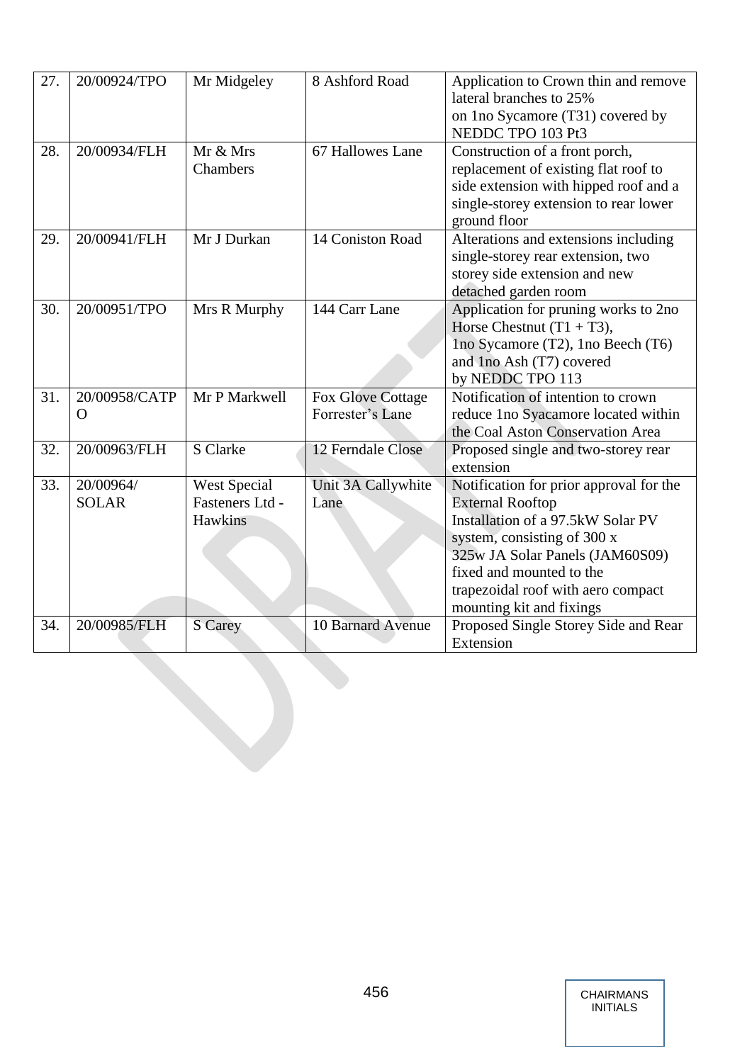| 27. | 20/00924/TPO | Mr Midgeley | 8 Ashford Road | Application to Crown thin and remove lateral branches to 25% on 1no Sycamore (T31) covered by NEDDC TPO 103 Pt3 |
|---|---|---|---|---|
| 28. | 20/00934/FLH | Mr & Mrs Chambers | 67 Hallowes Lane | Construction of a front porch, replacement of existing flat roof to side extension with hipped roof and a single-storey extension to rear lower ground floor |
| 29. | 20/00941/FLH | Mr J Durkan | 14 Coniston Road | Alterations and extensions including single-storey rear extension, two storey side extension and new detached garden room |
| 30. | 20/00951/TPO | Mrs R Murphy | 144 Carr Lane | Application for pruning works to 2no Horse Chestnut (T1 + T3), 1no Sycamore (T2), 1no Beech (T6) and 1no Ash (T7) covered by NEDDC TPO 113 |
| 31. | 20/00958/CATPO | Mr P Markwell | Fox Glove Cottage Forrester's Lane | Notification of intention to crown reduce 1no Syacamore located within the Coal Aston Conservation Area |
| 32. | 20/00963/FLH | S Clarke | 12 Ferndale Close | Proposed single and two-storey rear extension |
| 33. | 20/00964/SOLAR | West Special Fasteners Ltd - Hawkins | Unit 3A Callywhite Lane | Notification for prior approval for the External Rooftop Installation of a 97.5kW Solar PV system, consisting of 300 x 325w JA Solar Panels (JAM60S09) fixed and mounted to the trapezoidal roof with aero compact mounting kit and fixings |
| 34. | 20/00985/FLH | S Carey | 10 Barnard Avenue | Proposed Single Storey Side and Rear Extension |

CHAIRMANS INITIALS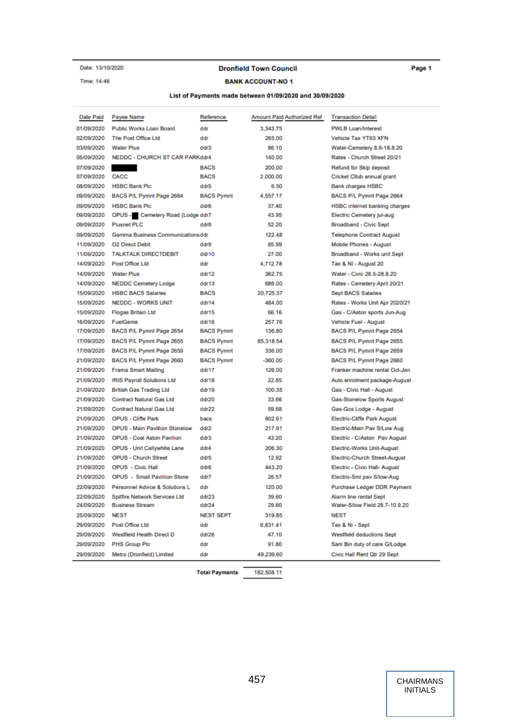Date: 13/10/2020

Time: 14:46

**Dronfield Town Council**

**BANK ACCOUNT-NO 1**

**List of Payments made between 01/09/2020 and 30/09/2020**

| Date Paid | Payee Name | Reference | Amount Paid | Authorized Ref | Transaction Detail |
|---|---|---|---|---|---|
| 01/09/2020 | Public Works Loan Board | ddr | 3,343.75 | | PWLB Loan/Interest |
| 02/09/2020 | The Post Office Ltd | ddr | 265.00 | | Vehicle Tax YT63 XFN |
| 03/09/2020 | Water Plus | ddr3 | 86.10 | | Water-Cemetery 8.6-18.8.20 |
| 05/09/2020 | NEDDC - CHURCH ST CAR PARK | ddr4 | 140.00 | | Rates - Church Street 20/21 |
| 07/09/2020 | ███ | BACS | 200.00 | | Refund for Skip deposit |
| 07/09/2020 | CACC | BACS | 2,000.00 | | Cricket Cllub annual grant |
| 08/09/2020 | HSBC Bank Plc | ddr5 | 6.50 | | Bank charges HSBC |
| 09/09/2020 | BACS P/L Pymnt Page 2664 | BACS Pymnt | 4,557.17 | | BACS P/L Pymnt Page 2664 |
| 09/09/2020 | HSBC Bank Plc | ddr6 | 37.40 | | HSBC internet banking charges |
| 09/09/2020 | OPUS - █ Cemetery Road (Lodge | ddr7 | 43.95 | | Electric Cemetery jul-aug |
| 09/09/2020 | Plusnet PLC | ddr8 | 52.20 | | Broadband - Civic Sept |
| 09/09/2020 | Gamma Business Communications | ddr | 122.48 | | Telephone Contract August |
| 11/09/2020 | O2 Direct Debit | ddr9 | 85.99 | | Mobile Phones - August |
| 11/09/2020 | TALKTALK DIRECTDEBIT | ddr10 | 27.00 | | Broadband - Works unit Sept |
| 14/09/2020 | Post Office Ltd | ddr | 4,712.78 | | Tax & NI - August 20 |
| 14/09/2020 | Water Plus | ddr12 | 362.75 | | Water - Civic 28.5-28.8.20 |
| 14/09/2020 | NEDDC Cemetery Lodge | ddr13 | 686.00 | | Rates - Cemetery April 20/21 |
| 15/09/2020 | HSBC BACS Salaries | BACS | 20,725.37 | | Sept BACS Salaries |
| 15/09/2020 | NEDDC - WORKS UNIT | ddr14 | 484.00 | | Rates - Works Unit Apr 2020/21 |
| 15/09/2020 | Flogas Britain Ltd | ddr15 | 66.16 | | Gas - C/Aston sports Jun-Aug |
| 16/09/2020 | FuelGenie | ddr16 | 257.76 | | Vehicle Fuel - August |
| 17/09/2020 | BACS P/L Pymnt Page 2654 | BACS Pymnt | 136.80 | | BACS P/L Pymnt Page 2654 |
| 17/09/2020 | BACS P/L Pymnt Page 2655 | BACS Pymnt | 85,318.54 | | BACS P/L Pymnt Page 2655 |
| 17/09/2020 | BACS P/L Pymnt Page 2659 | BACS Pymnt | 336.00 | | BACS P/L Pymnt Page 2659 |
| 21/09/2020 | BACS P/L Pymnt Page 2660 | BACS Pymnt | -360.00 | | BACS P/L Pymnt Page 2660 |
| 21/09/2020 | Frama Smart Mailing | ddr17 | 126.00 | | Franker machine rental Oct-Jan |
| 21/09/2020 | IRIS Payroll Solutions Ltd | ddr18 | 22.85 | | Auto enrolment package-August |
| 21/09/2020 | British Gas Trading Ltd | ddr19 | 100.35 | | Gas - Civic Hall - August |
| 21/09/2020 | Contract Natural Gas Ltd | ddr20 | 33.66 | | Gas-Stonelow Sports August |
| 21/09/2020 | Contract Natural Gas Ltd | ddr22 | 59.68 | | Gas-Gos Lodge - August |
| 21/09/2020 | OPUS - Cliffe Park | bacs | 802.61 | | Electric-Cliffe Park August |
| 21/09/2020 | OPUS - Main Pavilion Stonelow | ddr2 | 217.91 | | Electric-Main Pav S/Low Aug |
| 21/09/2020 | OPUS - Coal Aston Pavilion | ddr3 | 43.20 | | Electric - C/Aston Pav August |
| 21/09/2020 | OPUS - Unit Callywhite Lane | ddr4 | 206.30 | | Electric-Works Unit-August |
| 21/09/2020 | OPUS - Church Street | ddr5 | 12.92 | | Electric-Church Street-August |
| 21/09/2020 | OPUS - Civic Hall | ddr6 | 443.20 | | Electric - Civic Hall- August |
| 21/09/2020 | OPUS - Small Pavillion Stone | ddr7 | 26.57 | | Electric-Sml pav S/low-Aug |
| 22/09/2020 | Personnel Advice & Solutions L | ddr | 120.00 | | Purchase Ledger DDR Payment |
| 22/09/2020 | Spitfire Network Services Ltd | ddr23 | 39.60 | | Alarm line rental Sept |
| 24/09/2020 | Business Stream | ddr24 | 29.80 | | Water-S/low Field 28.7-10.9.20 |
| 25/09/2020 | NEST | NEST SEPT | 319.85 | | NEST |
| 29/09/2020 | Post Office Ltd | ddr | 6,831.41 | | Tax & Ni - Sept |
| 29/09/2020 | Westfield Health Direct D | ddr26 | 47.10 | | Westfield deductions Sept |
| 29/09/2020 | PHS Group Plc | ddr | 91.80 | | Sani Bin duty of care G/Lodge |
| 29/09/2020 | Metro (Dronfield) Limited | ddr | 49,239.60 | | Civic Hall Rent Qtr 29 Sept |

**Total Payments** 182,508.11

CHAIRMANS INITIALS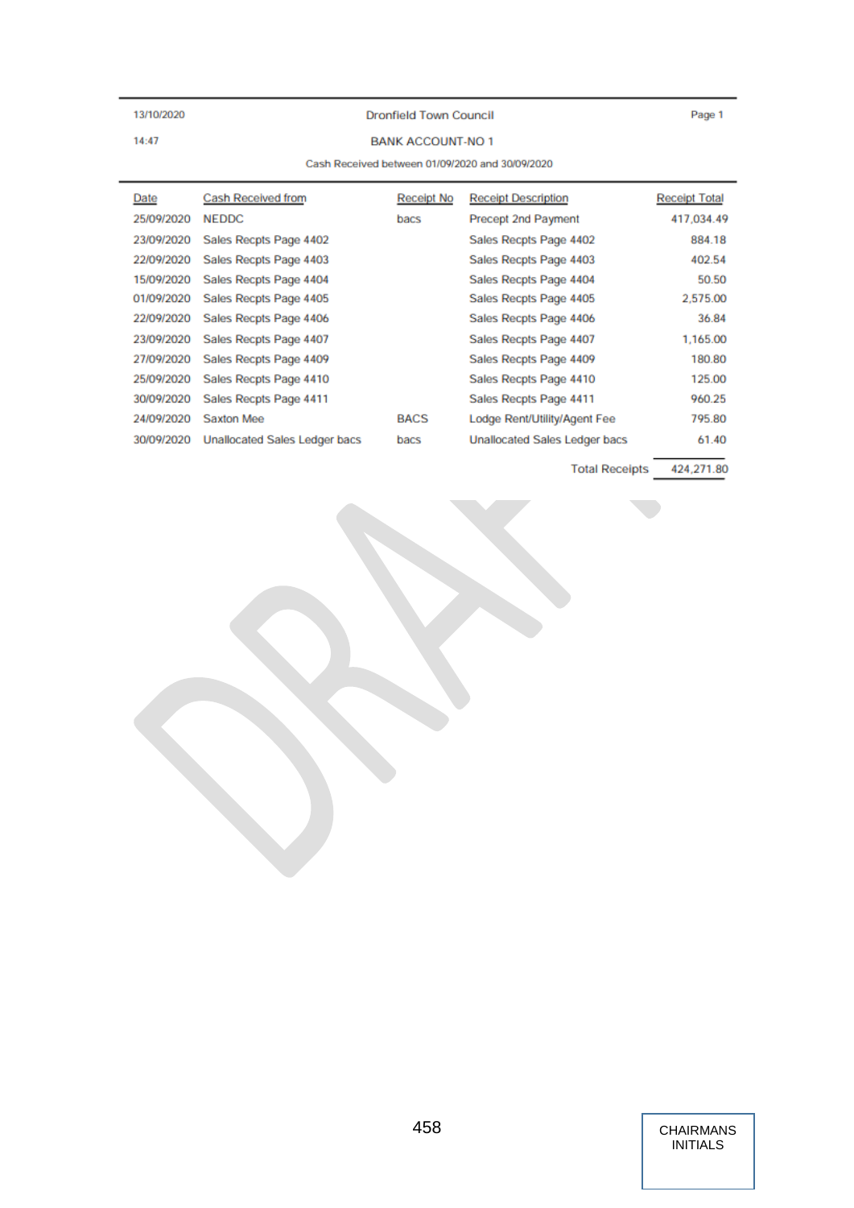13/10/2020 Dronfield Town Council

14:47 BANK ACCOUNT-NO 1

Cash Received between 01/09/2020 and 30/09/2020

| Date | Cash Received from | Receipt No | Receipt Description | Receipt Total |
|---|---|---|---|---|
| 25/09/2020 | NEDDC | bacs | Precept 2nd Payment | 417,034.49 |
| 23/09/2020 | Sales Recpts Page 4402 | | Sales Recpts Page 4402 | 884.18 |
| 22/09/2020 | Sales Recpts Page 4403 | | Sales Recpts Page 4403 | 402.54 |
| 15/09/2020 | Sales Recpts Page 4404 | | Sales Recpts Page 4404 | 50.50 |
| 01/09/2020 | Sales Recpts Page 4405 | | Sales Recpts Page 4405 | 2,575.00 |
| 22/09/2020 | Sales Recpts Page 4406 | | Sales Recpts Page 4406 | 36.84 |
| 23/09/2020 | Sales Recpts Page 4407 | | Sales Recpts Page 4407 | 1,165.00 |
| 27/09/2020 | Sales Recpts Page 4409 | | Sales Recpts Page 4409 | 180.80 |
| 25/09/2020 | Sales Recpts Page 4410 | | Sales Recpts Page 4410 | 125.00 |
| 30/09/2020 | Sales Recpts Page 4411 | | Sales Recpts Page 4411 | 960.25 |
| 24/09/2020 | Saxton Mee | BACS | Lodge Rent/Utility/Agent Fee | 795.80 |
| 30/09/2020 | Unallocated Sales Ledger bacs | bacs | Unallocated Sales Ledger bacs | 61.40 |
| | | | Total Receipts | 424,271.80 |

DRAFT

CHAIRMANS INITIALS